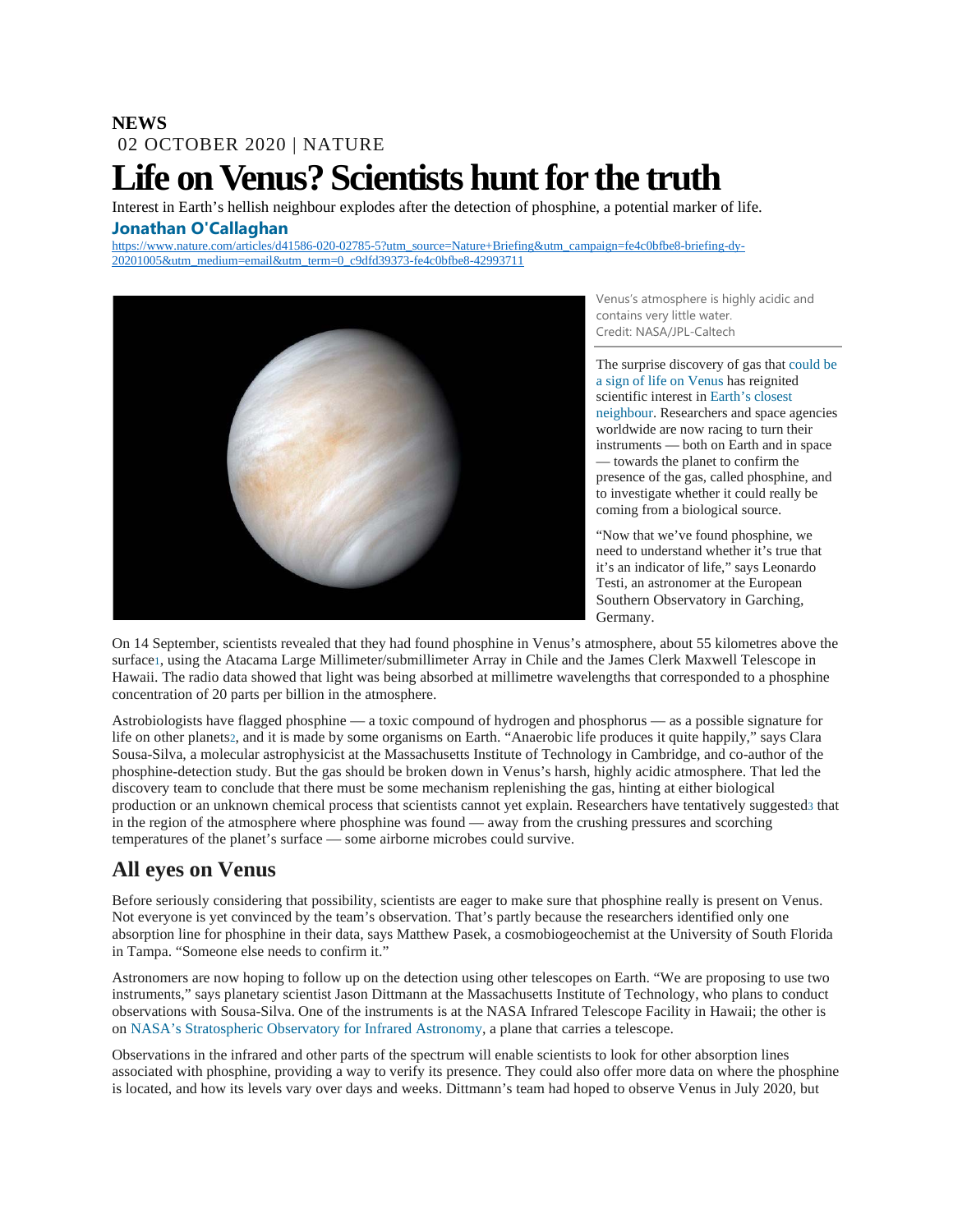**NEWS**

02 OCTOBER 2020 | NATURE

# Life on Venus? Scientists hunt for the truth

Interest in Earth's hellish neighbour explodes after the detection of phosphine, a potential marker of life.

**Jonathan O'Callaghan**

https://www.nature.com/articles/d41586-020-02785-5?utm_source=Nature+Briefing&utm_campaign=fe4c0bfbe8-briefing-dy-20201005&utm_medium=email&utm_term=0_c9dfd39373-fe4c0bfbe8-42993711

Venus's atmosphere is highly acidic and contains very little water.
Credit: NASA/JPL-Caltech

The surprise discovery of gas that could be a sign of life on Venus has reignited scientific interest in Earth's closest neighbour. Researchers and space agencies worldwide are now racing to turn their instruments — both on Earth and in space — towards the planet to confirm the presence of the gas, called phosphine, and to investigate whether it could really be coming from a biological source.

"Now that we've found phosphine, we need to understand whether it's true that it's an indicator of life," says Leonardo Testi, an astronomer at the European Southern Observatory in Garching, Germany.

On 14 September, scientists revealed that they had found phosphine in Venus's atmosphere, about 55 kilometres above the surface[1], using the Atacama Large Millimeter/submillimeter Array in Chile and the James Clerk Maxwell Telescope in Hawaii. The radio data showed that light was being absorbed at millimetre wavelengths that corresponded to a phosphine concentration of 20 parts per billion in the atmosphere.

Astrobiologists have flagged phosphine — a toxic compound of hydrogen and phosphorus — as a possible signature for life on other planets[2], and it is made by some organisms on Earth. "Anaerobic life produces it quite happily," says Clara Sousa-Silva, a molecular astrophysicist at the Massachusetts Institute of Technology in Cambridge, and co-author of the phosphine-detection study. But the gas should be broken down in Venus's harsh, highly acidic atmosphere. That led the discovery team to conclude that there must be some mechanism replenishing the gas, hinting at either biological production or an unknown chemical process that scientists cannot yet explain. Researchers have tentatively suggested[3] that in the region of the atmosphere where phosphine was found — away from the crushing pressures and scorching temperatures of the planet's surface — some airborne microbes could survive.

## All eyes on Venus

Before seriously considering that possibility, scientists are eager to make sure that phosphine really is present on Venus. Not everyone is yet convinced by the team's observation. That's partly because the researchers identified only one absorption line for phosphine in their data, says Matthew Pasek, a cosmobiogeochemist at the University of South Florida in Tampa. "Someone else needs to confirm it."

Astronomers are now hoping to follow up on the detection using other telescopes on Earth. "We are proposing to use two instruments," says planetary scientist Jason Dittmann at the Massachusetts Institute of Technology, who plans to conduct observations with Sousa-Silva. One of the instruments is at the NASA Infrared Telescope Facility in Hawaii; the other is on NASA's Stratospheric Observatory for Infrared Astronomy, a plane that carries a telescope.

Observations in the infrared and other parts of the spectrum will enable scientists to look for other absorption lines associated with phosphine, providing a way to verify its presence. They could also offer more data on where the phosphine is located, and how its levels vary over days and weeks. Dittmann's team had hoped to observe Venus in July 2020, but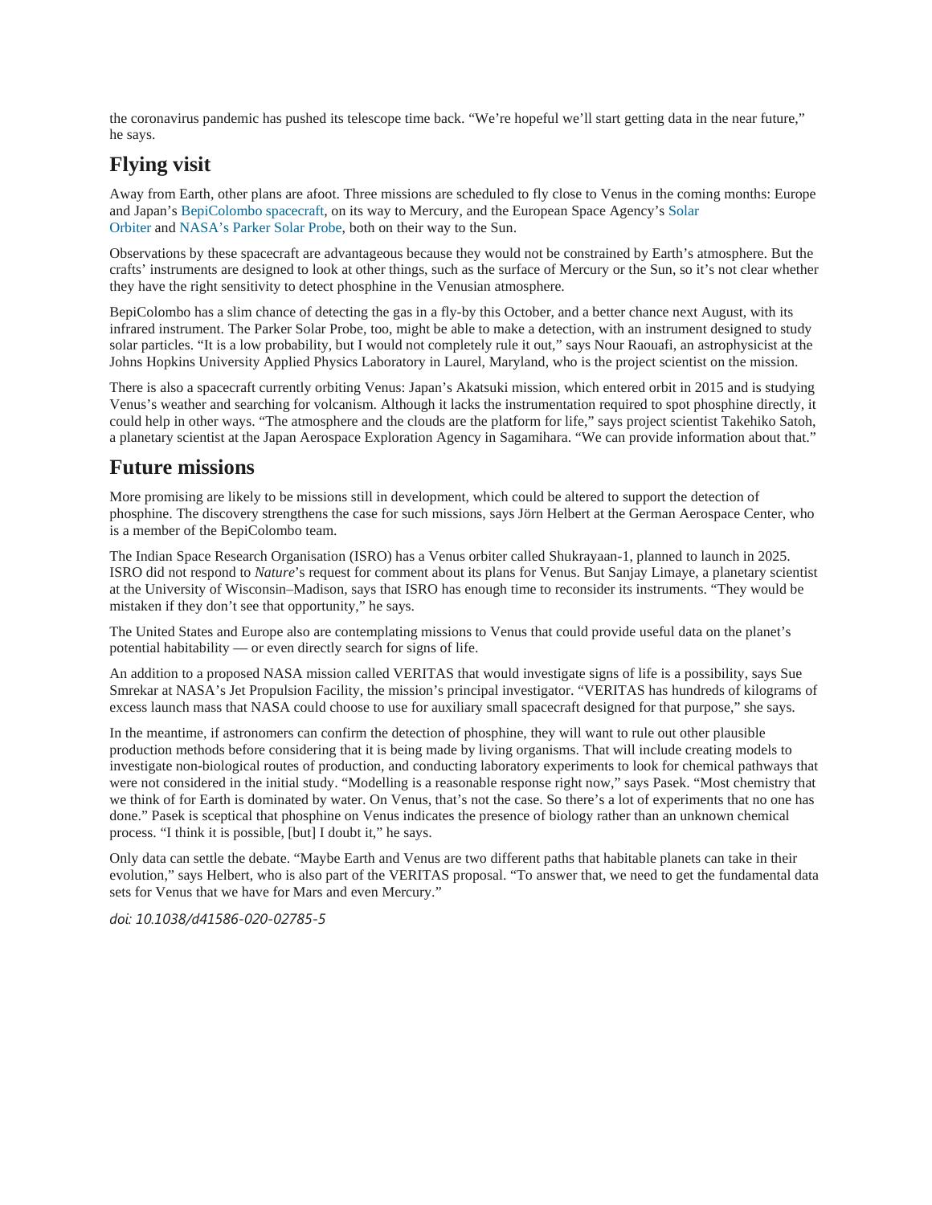the coronavirus pandemic has pushed its telescope time back. “We’re hopeful we’ll start getting data in the near future,” he says.

## Flying visit

Away from Earth, other plans are afoot. Three missions are scheduled to fly close to Venus in the coming months: Europe and Japan’s BepiColombo spacecraft, on its way to Mercury, and the European Space Agency’s Solar Orbiter and NASA’s Parker Solar Probe, both on their way to the Sun.

Observations by these spacecraft are advantageous because they would not be constrained by Earth’s atmosphere. But the crafts’ instruments are designed to look at other things, such as the surface of Mercury or the Sun, so it’s not clear whether they have the right sensitivity to detect phosphine in the Venusian atmosphere.

BepiColombo has a slim chance of detecting the gas in a fly-by this October, and a better chance next August, with its infrared instrument. The Parker Solar Probe, too, might be able to make a detection, with an instrument designed to study solar particles. “It is a low probability, but I would not completely rule it out,” says Nour Raouafi, an astrophysicist at the Johns Hopkins University Applied Physics Laboratory in Laurel, Maryland, who is the project scientist on the mission.

There is also a spacecraft currently orbiting Venus: Japan’s Akatsuki mission, which entered orbit in 2015 and is studying Venus’s weather and searching for volcanism. Although it lacks the instrumentation required to spot phosphine directly, it could help in other ways. “The atmosphere and the clouds are the platform for life,” says project scientist Takehiko Satoh, a planetary scientist at the Japan Aerospace Exploration Agency in Sagamihara. “We can provide information about that.”

## Future missions

More promising are likely to be missions still in development, which could be altered to support the detection of phosphine. The discovery strengthens the case for such missions, says Jörn Helbert at the German Aerospace Center, who is a member of the BepiColombo team.

The Indian Space Research Organisation (ISRO) has a Venus orbiter called Shukrayaan-1, planned to launch in 2025. ISRO did not respond to *Nature*’s request for comment about its plans for Venus. But Sanjay Limaye, a planetary scientist at the University of Wisconsin–Madison, says that ISRO has enough time to reconsider its instruments. “They would be mistaken if they don’t see that opportunity,” he says.

The United States and Europe also are contemplating missions to Venus that could provide useful data on the planet’s potential habitability — or even directly search for signs of life.

An addition to a proposed NASA mission called VERITAS that would investigate signs of life is a possibility, says Sue Smrekar at NASA’s Jet Propulsion Facility, the mission’s principal investigator. “VERITAS has hundreds of kilograms of excess launch mass that NASA could choose to use for auxiliary small spacecraft designed for that purpose,” she says.

In the meantime, if astronomers can confirm the detection of phosphine, they will want to rule out other plausible production methods before considering that it is being made by living organisms. That will include creating models to investigate non-biological routes of production, and conducting laboratory experiments to look for chemical pathways that were not considered in the initial study. “Modelling is a reasonable response right now,” says Pasek. “Most chemistry that we think of for Earth is dominated by water. On Venus, that’s not the case. So there’s a lot of experiments that no one has done.” Pasek is sceptical that phosphine on Venus indicates the presence of biology rather than an unknown chemical process. “I think it is possible, [but] I doubt it,” he says.

Only data can settle the debate. “Maybe Earth and Venus are two different paths that habitable planets can take in their evolution,” says Helbert, who is also part of the VERITAS proposal. “To answer that, we need to get the fundamental data sets for Venus that we have for Mars and even Mercury.”

*doi: 10.1038/d41586-020-02785-5*